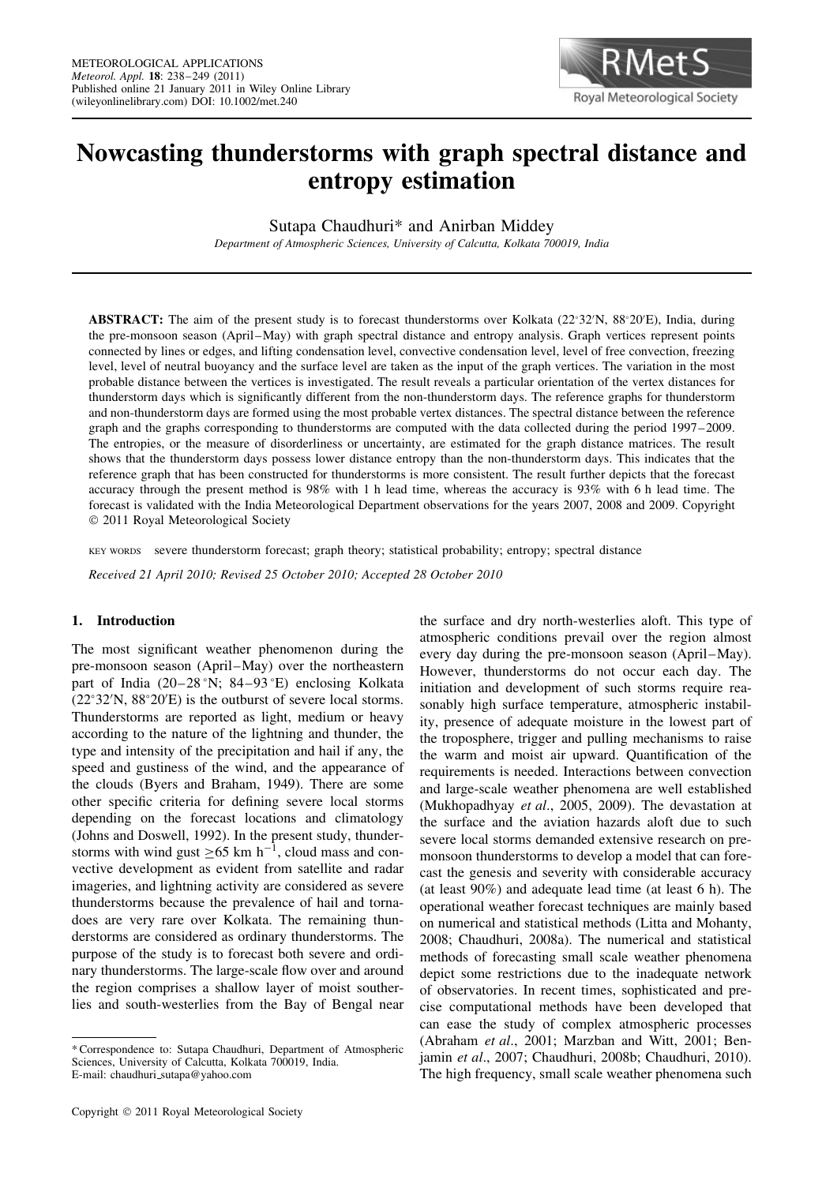# Nowcasting thunderstorms with graph spectral distance and entropy estimation

Sutapa Chaudhuri* and Anirban Middey

*Department of Atmospheric Sciences, University of Calcutta, Kolkata 700019, India*

**ABSTRACT:** The aim of the present study is to forecast thunderstorms over Kolkata (22°32′N, 88°20′E), India, during the pre-monsoon season (April–May) with graph spectral distance and entropy analysis. Graph vertices represent points connected by lines or edges, and lifting condensation level, convective condensation level, level of free convection, freezing level, level of neutral buoyancy and the surface level are taken as the input of the graph vertices. The variation in the most probable distance between the vertices is investigated. The result reveals a particular orientation of the vertex distances for thunderstorm days which is significantly different from the non-thunderstorm days. The reference graphs for thunderstorm and non-thunderstorm days are formed using the most probable vertex distances. The spectral distance between the reference graph and the graphs corresponding to thunderstorms are computed with the data collected during the period 1997–2009. The entropies, or the measure of disorderliness or uncertainty, are estimated for the graph distance matrices. The result shows that the thunderstorm days possess lower distance entropy than the non-thunderstorm days. This indicates that the reference graph that has been constructed for thunderstorms is more consistent. The result further depicts that the forecast accuracy through the present method is 98% with 1 h lead time, whereas the accuracy is 93% with 6 h lead time. The forecast is validated with the India Meteorological Department observations for the years 2007, 2008 and 2009. Copyright © 2011 Royal Meteorological Society

KEY WORDS severe thunderstorm forecast; graph theory; statistical probability; entropy; spectral distance

*Received 21 April 2010; Revised 25 October 2010; Accepted 28 October 2010*

## 1. Introduction

The most significant weather phenomenon during the pre-monsoon season (April–May) over the northeastern part of India (20–28 °N; 84–93 °E) enclosing Kolkata (22°32′N, 88°20′E) is the outburst of severe local storms. Thunderstorms are reported as light, medium or heavy according to the nature of the lightning and thunder, the type and intensity of the precipitation and hail if any, the speed and gustiness of the wind, and the appearance of the clouds (Byers and Braham, 1949). There are some other specific criteria for defining severe local storms depending on the forecast locations and climatology (Johns and Doswell, 1992). In the present study, thunderstorms with wind gust $\geq$65 km h$^{-1}$, cloud mass and convective development as evident from satellite and radar imageries, and lightning activity are considered as severe thunderstorms because the prevalence of hail and tornadoes are very rare over Kolkata. The remaining thunderstorms are considered as ordinary thunderstorms. The purpose of the study is to forecast both severe and ordinary thunderstorms. The large-scale flow over and around the region comprises a shallow layer of moist southerlies and south-westerlies from the Bay of Bengal near the surface and dry north-westerlies aloft. This type of atmospheric conditions prevail over the region almost every day during the pre-monsoon season (April–May). However, thunderstorms do not occur each day. The initiation and development of such storms require reasonably high surface temperature, atmospheric instability, presence of adequate moisture in the lowest part of the troposphere, trigger and pulling mechanisms to raise the warm and moist air upward. Quantification of the requirements is needed. Interactions between convection and large-scale weather phenomena are well established (Mukhopadhyay *et al*., 2005, 2009). The devastation at the surface and the aviation hazards aloft due to such severe local storms demanded extensive research on pre-monsoon thunderstorms to develop a model that can forecast the genesis and severity with considerable accuracy (at least 90%) and adequate lead time (at least 6 h). The operational weather forecast techniques are mainly based on numerical and statistical methods (Litta and Mohanty, 2008; Chaudhuri, 2008a). The numerical and statistical methods of forecasting small scale weather phenomena depict some restrictions due to the inadequate network of observatories. In recent times, sophisticated and precise computational methods have been developed that can ease the study of complex atmospheric processes (Abraham *et al*., 2001; Marzban and Witt, 2001; Benjamin *et al*., 2007; Chaudhuri, 2008b; Chaudhuri, 2010). The high frequency, small scale weather phenomena such

\* Correspondence to: Sutapa Chaudhuri, Department of Atmospheric Sciences, University of Calcutta, Kolkata 700019, India. E-mail: chaudhuri_sutapa@yahoo.com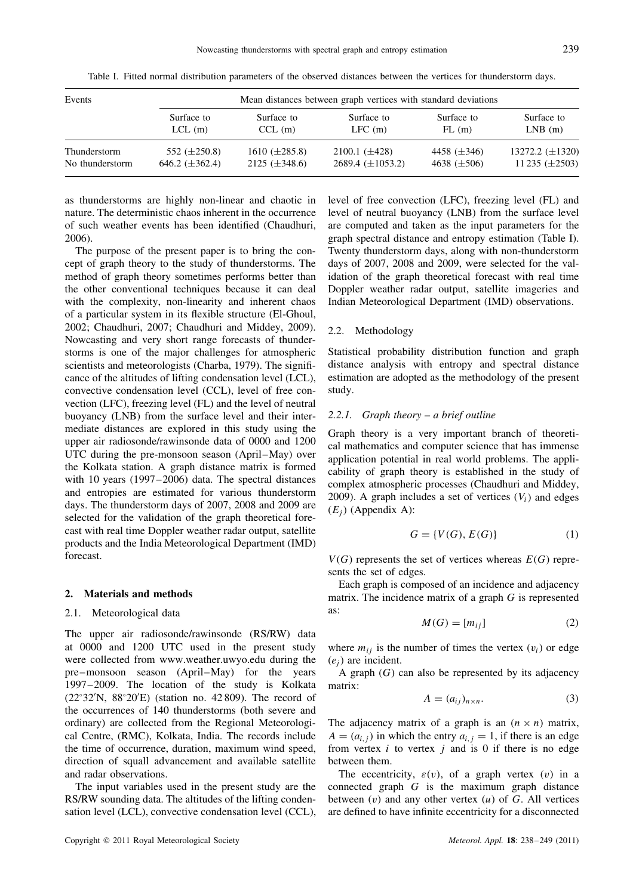Table I. Fitted normal distribution parameters of the observed distances between the vertices for thunderstorm days.

| Events | Mean distances between graph vertices with standard deviations | | | | |
|---|---|---|---|---|---|
| | Surface to LCL (m) | Surface to CCL (m) | Surface to LFC (m) | Surface to FL (m) | Surface to LNB (m) |
| Thunderstorm | 552 (±250.8) | 1610 (±285.8) | 2100.1 (±428) | 4458 (±346) | 13272.2 (±1320) |
| No thunderstorm | 646.2 (±362.4) | 2125 (±348.6) | 2689.4 (±1053.2) | 4638 (±506) | 11 235 (±2503) |

as thunderstorms are highly non-linear and chaotic in nature. The deterministic chaos inherent in the occurrence of such weather events has been identified (Chaudhuri, 2006).

The purpose of the present paper is to bring the concept of graph theory to the study of thunderstorms. The method of graph theory sometimes performs better than the other conventional techniques because it can deal with the complexity, non-linearity and inherent chaos of a particular system in its flexible structure (El-Ghoul, 2002; Chaudhuri, 2007; Chaudhuri and Middey, 2009). Nowcasting and very short range forecasts of thunderstorms is one of the major challenges for atmospheric scientists and meteorologists (Charba, 1979). The significance of the altitudes of lifting condensation level (LCL), convective condensation level (CCL), level of free convection (LFC), freezing level (FL) and the level of neutral buoyancy (LNB) from the surface level and their intermediate distances are explored in this study using the upper air radiosonde/rawinsonde data of 0000 and 1200 UTC during the pre-monsoon season (April–May) over the Kolkata station. A graph distance matrix is formed with 10 years (1997–2006) data. The spectral distances and entropies are estimated for various thunderstorm days. The thunderstorm days of 2007, 2008 and 2009 are selected for the validation of the graph theoretical forecast with real time Doppler weather radar output, satellite products and the India Meteorological Department (IMD) forecast.

## 2. Materials and methods

### 2.1. Meteorological data

The upper air radiosonde/rawinsonde (RS/RW) data at 0000 and 1200 UTC used in the present study were collected from www.weather.uwyo.edu during the pre–monsoon season (April–May) for the years 1997–2009. The location of the study is Kolkata (22°32′N, 88°20′E) (station no. 42 809). The record of the occurrences of 140 thunderstorms (both severe and ordinary) are collected from the Regional Meteorological Centre, (RMC), Kolkata, India. The records include the time of occurrence, duration, maximum wind speed, direction of squall advancement and available satellite and radar observations.

The input variables used in the present study are the RS/RW sounding data. The altitudes of the lifting condensation level (LCL), convective condensation level (CCL), level of free convection (LFC), freezing level (FL) and level of neutral buoyancy (LNB) from the surface level are computed and taken as the input parameters for the graph spectral distance and entropy estimation (Table I). Twenty thunderstorm days, along with non-thunderstorm days of 2007, 2008 and 2009, were selected for the validation of the graph theoretical forecast with real time Doppler weather radar output, satellite imageries and Indian Meteorological Department (IMD) observations.

### 2.2. Methodology

Statistical probability distribution function and graph distance analysis with entropy and spectral distance estimation are adopted as the methodology of the present study.

#### 2.2.1. *Graph theory – a brief outline*

Graph theory is a very important branch of theoretical mathematics and computer science that has immense application potential in real world problems. The applicability of graph theory is established in the study of complex atmospheric processes (Chaudhuri and Middey, 2009). A graph includes a set of vertices ($V_i$) and edges ($E_j$) (Appendix A):

$$G = \{V(G), E(G)\} \tag{1}$$

$V(G)$ represents the set of vertices whereas $E(G)$ represents the set of edges.

Each graph is composed of an incidence and adjacency matrix. The incidence matrix of a graph $G$ is represented as:

$$M(G) = [m_{ij}] \tag{2}$$

where $m_{ij}$ is the number of times the vertex ($v_i$) or edge ($e_j$) are incident.

A graph ($G$) can also be represented by its adjacency matrix:

$$A = (a_{ij})_{n\times n}. \tag{3}$$

The adjacency matrix of a graph is an ($n \times n$) matrix, $A = (a_{i,j})$ in which the entry $a_{i,j} = 1$, if there is an edge from vertex $i$ to vertex $j$ and is 0 if there is no edge between them.

The eccentricity, $\varepsilon(v)$, of a graph vertex ($v$) in a connected graph $G$ is the maximum graph distance between ($v$) and any other vertex ($u$) of $G$. All vertices are defined to have infinite eccentricity for a disconnected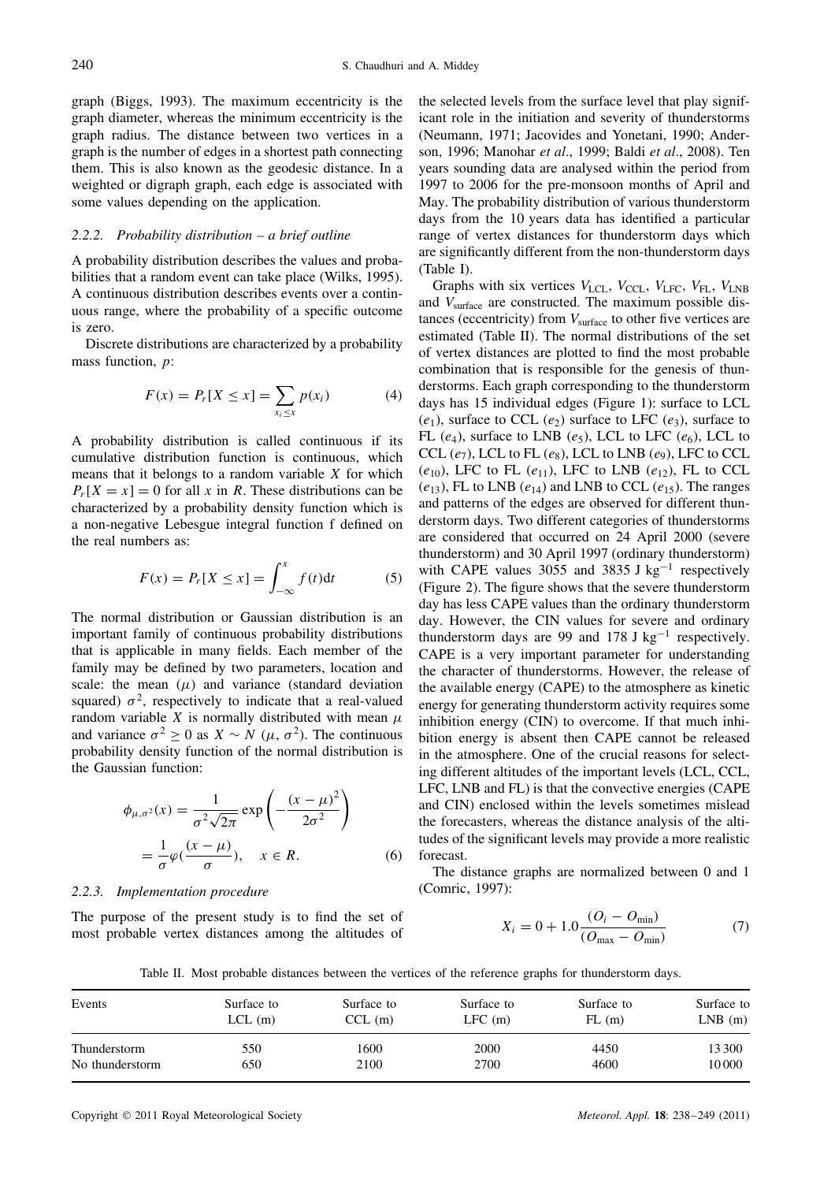graph (Biggs, 1993). The maximum eccentricity is the graph diameter, whereas the minimum eccentricity is the graph radius. The distance between two vertices in a graph is the number of edges in a shortest path connecting them. This is also known as the geodesic distance. In a weighted or digraph graph, each edge is associated with some values depending on the application.

#### 2.2.2. Probability distribution – a brief outline

A probability distribution describes the values and probabilities that a random event can take place (Wilks, 1995). A continuous distribution describes events over a continuous range, where the probability of a specific outcome is zero.

Discrete distributions are characterized by a probability mass function, $p$:

$$F(x) = P_r[X \leq x] = \sum_{x_i \leq x} p(x_i) \tag{4}$$

A probability distribution is called continuous if its cumulative distribution function is continuous, which means that it belongs to a random variable $X$ for which $P_r[X = x] = 0$ for all $x$ in $R$. These distributions can be characterized by a probability density function which is a non-negative Lebesgue integral function f defined on the real numbers as:

$$F(x) = P_r[X \leq x] = \int_{-\infty}^{x} f(t)\mathrm{d}t \tag{5}$$

The normal distribution or Gaussian distribution is an important family of continuous probability distributions that is applicable in many fields. Each member of the family may be defined by two parameters, location and scale: the mean ($\mu$) and variance (standard deviation squared) $\sigma^2$, respectively to indicate that a real-valued random variable $X$ is normally distributed with mean $\mu$ and variance $\sigma^2 \geq 0$ as $X \sim N$ ($\mu$, $\sigma^2$). The continuous probability density function of the normal distribution is the Gaussian function:

$$\phi_{\mu,\sigma^2}(x) = \frac{1}{\sigma^2\sqrt{2\pi}} \exp\left(-\frac{(x-\mu)^2}{2\sigma^2}\right) = \frac{1}{\sigma}\varphi\left(\frac{(x-\mu)}{\sigma}\right), \quad x \in R. \tag{6}$$

#### 2.2.3. Implementation procedure

The purpose of the present study is to find the set of most probable vertex distances among the altitudes of the selected levels from the surface level that play significant role in the initiation and severity of thunderstorms (Neumann, 1971; Jacovides and Yonetani, 1990; Anderson, 1996; Manohar *et al*., 1999; Baldi *et al*., 2008). Ten years sounding data are analysed within the period from 1997 to 2006 for the pre-monsoon months of April and May. The probability distribution of various thunderstorm days from the 10 years data has identified a particular range of vertex distances for thunderstorm days which are significantly different from the non-thunderstorm days (Table I).

Graphs with six vertices $V_{\mathrm{LCL}}$, $V_{\mathrm{CCL}}$, $V_{\mathrm{LFC}}$, $V_{\mathrm{FL}}$, $V_{\mathrm{LNB}}$ and $V_{\mathrm{surface}}$ are constructed. The maximum possible distances (eccentricity) from $V_{\mathrm{surface}}$ to other five vertices are estimated (Table II). The normal distributions of the set of vertex distances are plotted to find the most probable combination that is responsible for the genesis of thunderstorms. Each graph corresponding to the thunderstorm days has 15 individual edges (Figure 1): surface to LCL ($e_1$), surface to CCL ($e_2$) surface to LFC ($e_3$), surface to FL ($e_4$), surface to LNB ($e_5$), LCL to LFC ($e_6$), LCL to CCL ($e_7$), LCL to FL ($e_8$), LCL to LNB ($e_9$), LFC to CCL ($e_{10}$), LFC to FL ($e_{11}$), LFC to LNB ($e_{12}$), FL to CCL ($e_{13}$), FL to LNB ($e_{14}$) and LNB to CCL ($e_{15}$). The ranges and patterns of the edges are observed for different thunderstorm days. Two different categories of thunderstorms are considered that occurred on 24 April 2000 (severe thunderstorm) and 30 April 1997 (ordinary thunderstorm) with CAPE values 3055 and 3835 J kg$^{-1}$ respectively (Figure 2). The figure shows that the severe thunderstorm day has less CAPE values than the ordinary thunderstorm day. However, the CIN values for severe and ordinary thunderstorm days are 99 and 178 J kg$^{-1}$ respectively. CAPE is a very important parameter for understanding the character of thunderstorms. However, the release of the available energy (CAPE) to the atmosphere as kinetic energy for generating thunderstorm activity requires some inhibition energy (CIN) to overcome. If that much inhibition energy is absent then CAPE cannot be released in the atmosphere. One of the crucial reasons for selecting different altitudes of the important levels (LCL, CCL, LFC, LNB and FL) is that the convective energies (CAPE and CIN) enclosed within the levels sometimes mislead the forecasters, whereas the distance analysis of the altitudes of the significant levels may provide a more realistic forecast.

The distance graphs are normalized between 0 and 1 (Comric, 1997):

$$X_i = 0 + 1.0\frac{(O_i - O_{\min})}{(O_{\max} - O_{\min})} \tag{7}$$

Table II. Most probable distances between the vertices of the reference graphs for thunderstorm days.

| Events | Surface to LCL (m) | Surface to CCL (m) | Surface to LFC (m) | Surface to FL (m) | Surface to LNB (m) |
|---|---|---|---|---|---|
| Thunderstorm | 550 | 1600 | 2000 | 4450 | 13 300 |
| No thunderstorm | 650 | 2100 | 2700 | 4600 | 10 000 |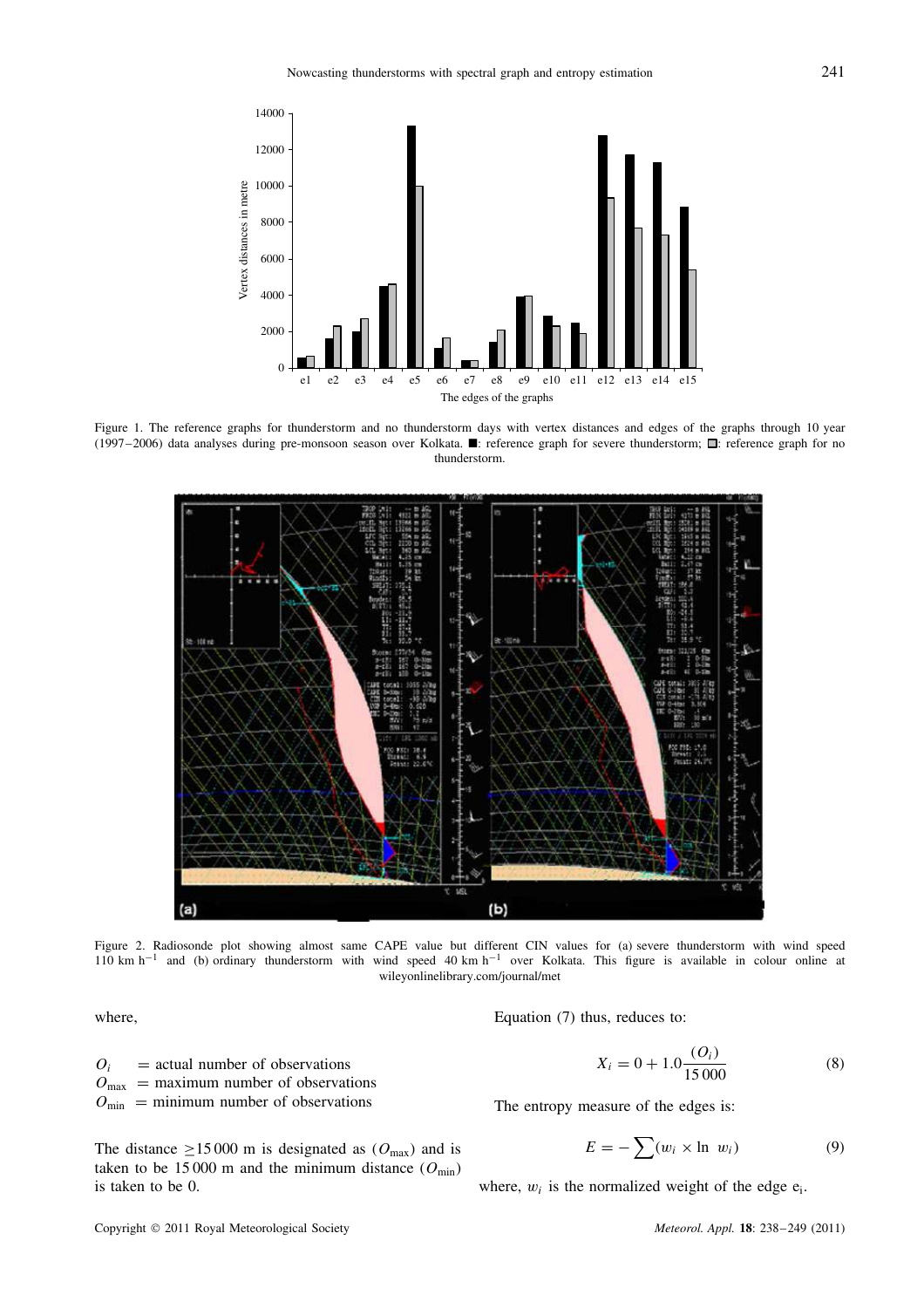Figure 1. The reference graphs for thunderstorm and no thunderstorm days with vertex distances and edges of the graphs through 10 year (1997–2006) data analyses during pre-monsoon season over Kolkata. ■: reference graph for severe thunderstorm; □: reference graph for no thunderstorm.

Figure 2. Radiosonde plot showing almost same CAPE value but different CIN values for (a) severe thunderstorm with wind speed 110 km h$^{-1}$ and (b) ordinary thunderstorm with wind speed 40 km h$^{-1}$ over Kolkata. This figure is available in colour online at wileyonlinelibrary.com/journal/met

where,

$O_i$ = actual number of observations
$O_{\max}$ = maximum number of observations
$O_{\min}$ = minimum number of observations

The distance ≥15 000 m is designated as ($O_{\max}$) and is taken to be 15 000 m and the minimum distance ($O_{\min}$) is taken to be 0.

Equation (7) thus, reduces to:

$$X_i = 0 + 1.0\frac{(O_i)}{15\,000} \tag{8}$$

The entropy measure of the edges is:

$$E = -\sum(w_i \times \ln\ w_i) \tag{9}$$

where, $w_i$ is the normalized weight of the edge $e_i$.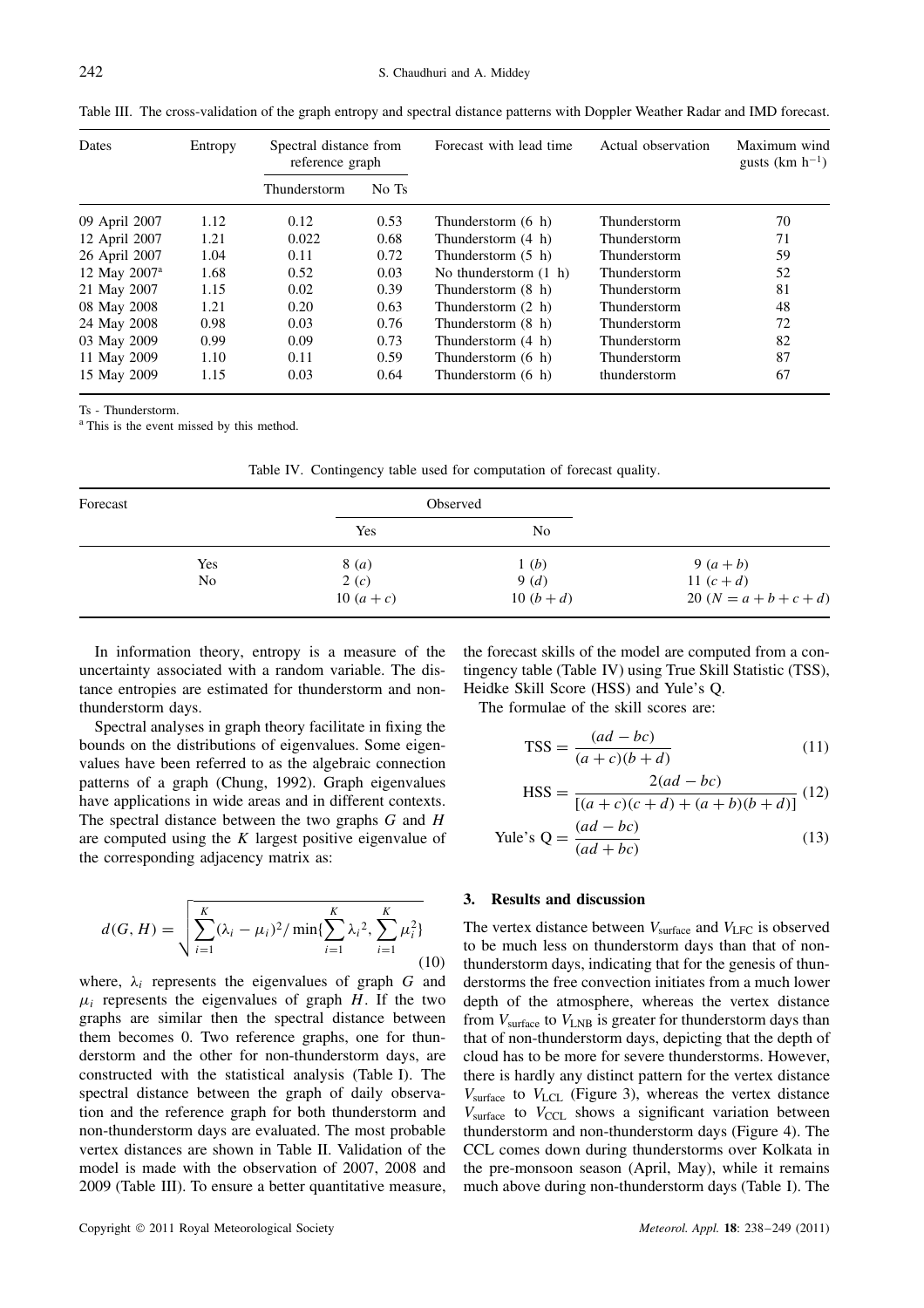Table III. The cross-validation of the graph entropy and spectral distance patterns with Doppler Weather Radar and IMD forecast.

| Dates | Entropy | Spectral distance from reference graph | | Forecast with lead time | Actual observation | Maximum wind gusts (km $h^{-1}$) |
|---|---|---|---|---|---|---|
| | | Thunderstorm | No Ts | | | |
| 09 April 2007 | 1.12 | 0.12 | 0.53 | Thunderstorm (6 h) | Thunderstorm | 70 |
| 12 April 2007 | 1.21 | 0.022 | 0.68 | Thunderstorm (4 h) | Thunderstorm | 71 |
| 26 April 2007 | 1.04 | 0.11 | 0.72 | Thunderstorm (5 h) | Thunderstorm | 59 |
| 12 May 2007[a] | 1.68 | 0.52 | 0.03 | No thunderstorm (1 h) | Thunderstorm | 52 |
| 21 May 2007 | 1.15 | 0.02 | 0.39 | Thunderstorm (8 h) | Thunderstorm | 81 |
| 08 May 2008 | 1.21 | 0.20 | 0.63 | Thunderstorm (2 h) | Thunderstorm | 48 |
| 24 May 2008 | 0.98 | 0.03 | 0.76 | Thunderstorm (8 h) | Thunderstorm | 72 |
| 03 May 2009 | 0.99 | 0.09 | 0.73 | Thunderstorm (4 h) | Thunderstorm | 82 |
| 11 May 2009 | 1.10 | 0.11 | 0.59 | Thunderstorm (6 h) | Thunderstorm | 87 |
| 15 May 2009 | 1.15 | 0.03 | 0.64 | Thunderstorm (6 h) | thunderstorm | 67 |

Ts - Thunderstorm.
[a] This is the event missed by this method.

Table IV. Contingency table used for computation of forecast quality.

| Forecast | | Observed | | |
|---|---|---|---|---|
| | | Yes | No | |
| | Yes | 8 ($a$) | 1 ($b$) | 9 ($a+b$) |
| | No | 2 ($c$) | 9 ($d$) | 11 ($c+d$) |
| | | 10 ($a+c$) | 10 ($b+d$) | 20 ($N = a+b+c+d$) |

In information theory, entropy is a measure of the uncertainty associated with a random variable. The distance entropies are estimated for thunderstorm and non-thunderstorm days.

Spectral analyses in graph theory facilitate in fixing the bounds on the distributions of eigenvalues. Some eigenvalues have been referred to as the algebraic connection patterns of a graph (Chung, 1992). Graph eigenvalues have applications in wide areas and in different contexts. The spectral distance between the two graphs $G$ and $H$ are computed using the $K$ largest positive eigenvalue of the corresponding adjacency matrix as:

$$d(G, H) = \sqrt{\sum_{i=1}^{K} (\lambda_i - \mu_i)^2 / \min\{\sum_{i=1}^{K} \lambda_i{}^2, \sum_{i=1}^{K} \mu_i^2\}} \quad (10)$$

where, $\lambda_i$ represents the eigenvalues of graph $G$ and $\mu_i$ represents the eigenvalues of graph $H$. If the two graphs are similar then the spectral distance between them becomes 0. Two reference graphs, one for thunderstorm and the other for non-thunderstorm days, are constructed with the statistical analysis (Table I). The spectral distance between the graph of daily observation and the reference graph for both thunderstorm and non-thunderstorm days are evaluated. The most probable vertex distances are shown in Table II. Validation of the model is made with the observation of 2007, 2008 and 2009 (Table III). To ensure a better quantitative measure, the forecast skills of the model are computed from a contingency table (Table IV) using True Skill Statistic (TSS), Heidke Skill Score (HSS) and Yule's Q.

The formulae of the skill scores are:

$$\text{TSS} = \frac{(ad - bc)}{(a+c)(b+d)} \quad (11)$$

$$\text{HSS} = \frac{2(ad - bc)}{[(a+c)(c+d) + (a+b)(b+d)]} \quad (12)$$

$$\text{Yule's Q} = \frac{(ad - bc)}{(ad + bc)} \quad (13)$$

## 3. Results and discussion

The vertex distance between $V_{\text{surface}}$ and $V_{\text{LFC}}$ is observed to be much less on thunderstorm days than that of non-thunderstorm days, indicating that for the genesis of thunderstorms the free convection initiates from a much lower depth of the atmosphere, whereas the vertex distance from $V_{\text{surface}}$ to $V_{\text{LNB}}$ is greater for thunderstorm days than that of non-thunderstorm days, depicting that the depth of cloud has to be more for severe thunderstorms. However, there is hardly any distinct pattern for the vertex distance $V_{\text{surface}}$ to $V_{\text{LCL}}$ (Figure 3), whereas the vertex distance $V_{\text{surface}}$ to $V_{\text{CCL}}$ shows a significant variation between thunderstorm and non-thunderstorm days (Figure 4). The CCL comes down during thunderstorms over Kolkata in the pre-monsoon season (April, May), while it remains much above during non-thunderstorm days (Table I). The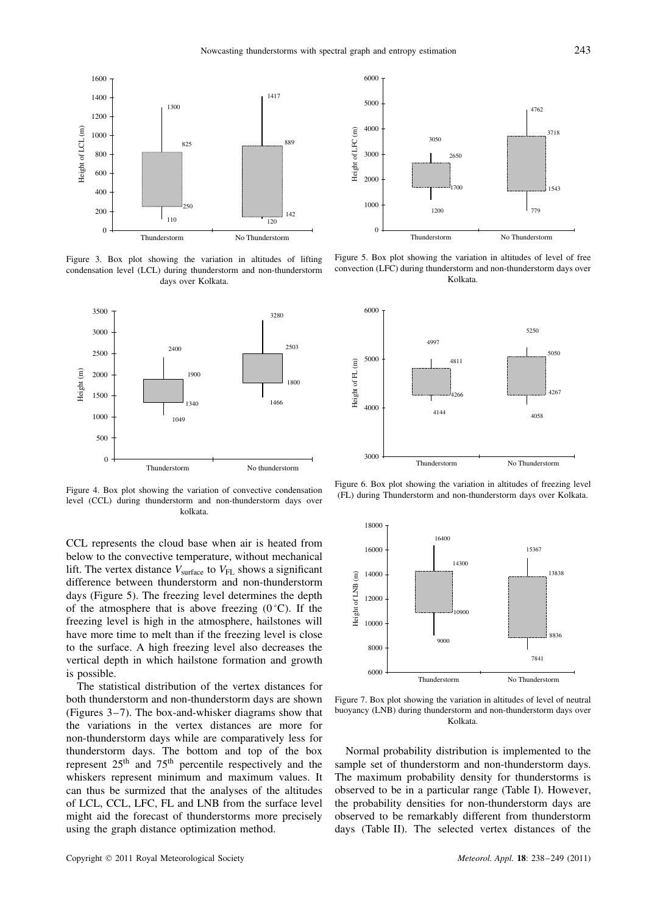Figure 3. Box plot showing the variation in altitudes of lifting condensation level (LCL) during thunderstorm and non-thunderstorm days over Kolkata.

Figure 4. Box plot showing the variation of convective condensation level (CCL) during thunderstorm and non-thunderstorm days over kolkata.

CCL represents the cloud base when air is heated from below to the convective temperature, without mechanical lift. The vertex distance $V_{\text{surface}}$ to $V_{\text{FL}}$ shows a significant difference between thunderstorm and non-thunderstorm days (Figure 5). The freezing level determines the depth of the atmosphere that is above freezing (0 °C). If the freezing level is high in the atmosphere, hailstones will have more time to melt than if the freezing level is close to the surface. A high freezing level also decreases the vertical depth in which hailstone formation and growth is possible.

The statistical distribution of the vertex distances for both thunderstorm and non-thunderstorm days are shown (Figures 3–7). The box-and-whisker diagrams show that the variations in the vertex distances are more for non-thunderstorm days while are comparatively less for thunderstorm days. The bottom and top of the box represent 25th and 75th percentile respectively and the whiskers represent minimum and maximum values. It can thus be surmized that the analyses of the altitudes of LCL, CCL, LFC, FL and LNB from the surface level might aid the forecast of thunderstorms more precisely using the graph distance optimization method.

Figure 5. Box plot showing the variation in altitudes of level of free convection (LFC) during thunderstorm and non-thunderstorm days over Kolkata.

Figure 6. Box plot showing the variation in altitudes of freezing level (FL) during Thunderstorm and non-thunderstorm days over Kolkata.

Figure 7. Box plot showing the variation in altitudes of level of neutral buoyancy (LNB) during thunderstorm and non-thunderstorm days over Kolkata.

Normal probability distribution is implemented to the sample set of thunderstorm and non-thunderstorm days. The maximum probability density for thunderstorms is observed to be in a particular range (Table I). However, the probability densities for non-thunderstorm days are observed to be remarkably different from thunderstorm days (Table II). The selected vertex distances of the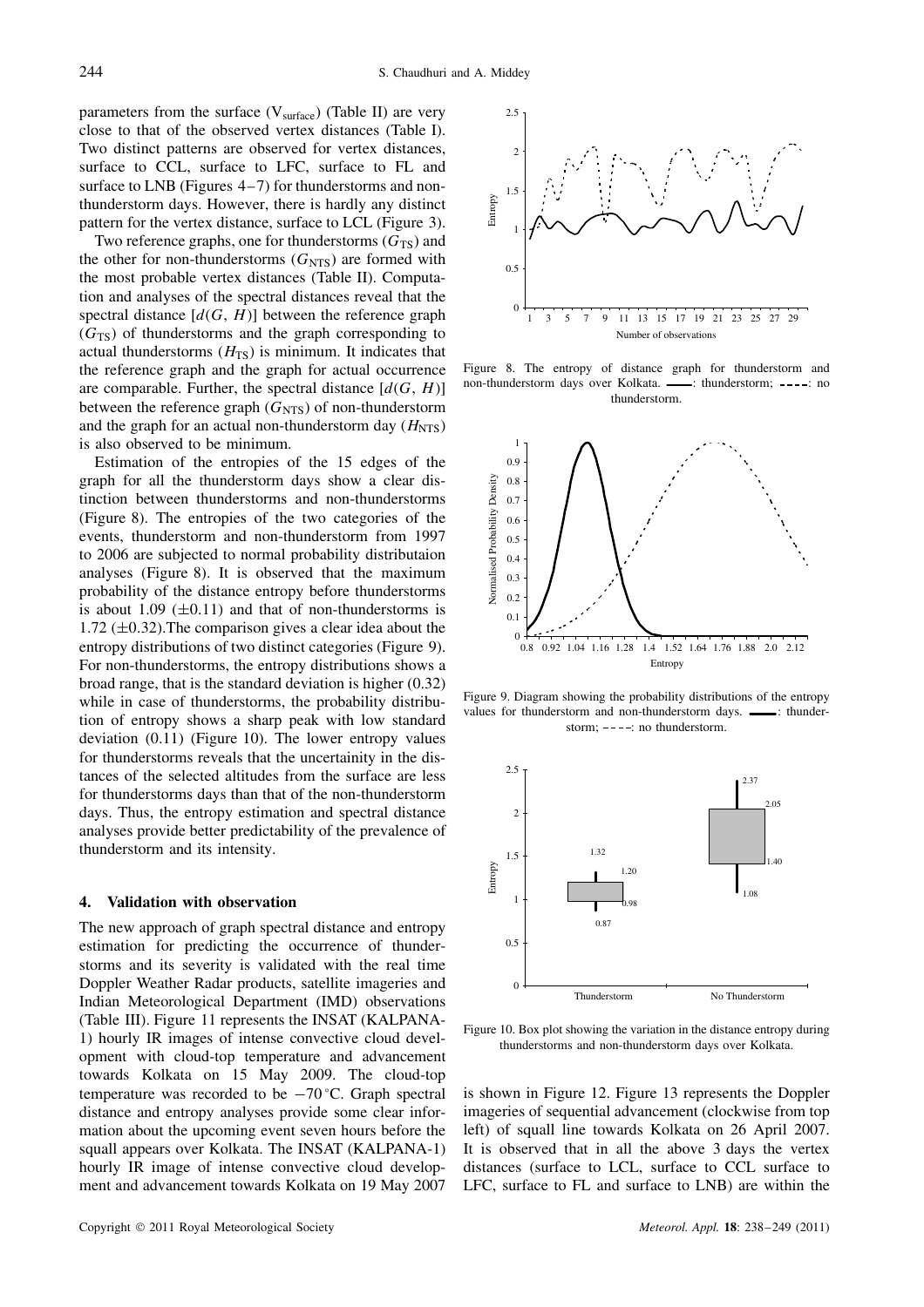parameters from the surface ($V_{surface}$) (Table II) are very close to that of the observed vertex distances (Table I). Two distinct patterns are observed for vertex distances, surface to CCL, surface to LFC, surface to FL and surface to LNB (Figures 4–7) for thunderstorms and non-thunderstorm days. However, there is hardly any distinct pattern for the vertex distance, surface to LCL (Figure 3).

Two reference graphs, one for thunderstorms ($G_{TS}$) and the other for non-thunderstorms ($G_{NTS}$) are formed with the most probable vertex distances (Table II). Computation and analyses of the spectral distances reveal that the spectral distance [$d(G, H)$] between the reference graph ($G_{TS}$) of thunderstorms and the graph corresponding to actual thunderstorms ($H_{TS}$) is minimum. It indicates that the reference graph and the graph for actual occurrence are comparable. Further, the spectral distance [$d(G, H)$] between the reference graph ($G_{NTS}$) of non-thunderstorm and the graph for an actual non-thunderstorm day ($H_{NTS}$) is also observed to be minimum.

Estimation of the entropies of the 15 edges of the graph for all the thunderstorm days show a clear distinction between thunderstorms and non-thunderstorms (Figure 8). The entropies of the two categories of the events, thunderstorm and non-thunderstorm from 1997 to 2006 are subjected to normal probability distributaion analyses (Figure 8). It is observed that the maximum probability of the distance entropy before thunderstorms is about 1.09 ($\pm$0.11) and that of non-thunderstorms is 1.72 ($\pm$0.32).The comparison gives a clear idea about the entropy distributions of two distinct categories (Figure 9). For non-thunderstorms, the entropy distributions shows a broad range, that is the standard deviation is higher (0.32) while in case of thunderstorms, the probability distribution of entropy shows a sharp peak with low standard deviation (0.11) (Figure 10). The lower entropy values for thunderstorms reveals that the uncertainity in the distances of the selected altitudes from the surface are less for thunderstorms days than that of the non-thunderstorm days. Thus, the entropy estimation and spectral distance analyses provide better predictability of the prevalence of thunderstorm and its intensity.

Figure 8. The entropy of distance graph for thunderstorm and non-thunderstorm days over Kolkata. ——: thunderstorm; - - - -: no thunderstorm.

Figure 9. Diagram showing the probability distributions of the entropy values for thunderstorm and non-thunderstorm days. ——: thunderstorm; - - - -: no thunderstorm.

Figure 10. Box plot showing the variation in the distance entropy during thunderstorms and non-thunderstorm days over Kolkata.

## 4. Validation with observation

The new approach of graph spectral distance and entropy estimation for predicting the occurrence of thunderstorms and its severity is validated with the real time Doppler Weather Radar products, satellite imageries and Indian Meteorological Department (IMD) observations (Table III). Figure 11 represents the INSAT (KALPANA-1) hourly IR images of intense convective cloud development with cloud-top temperature and advancement towards Kolkata on 15 May 2009. The cloud-top temperature was recorded to be −70 °C. Graph spectral distance and entropy analyses provide some clear information about the upcoming event seven hours before the squall appears over Kolkata. The INSAT (KALPANA-1) hourly IR image of intense convective cloud development and advancement towards Kolkata on 19 May 2007 is shown in Figure 12. Figure 13 represents the Doppler imageries of sequential advancement (clockwise from top left) of squall line towards Kolkata on 26 April 2007. It is observed that in all the above 3 days the vertex distances (surface to LCL, surface to CCL surface to LFC, surface to FL and surface to LNB) are within the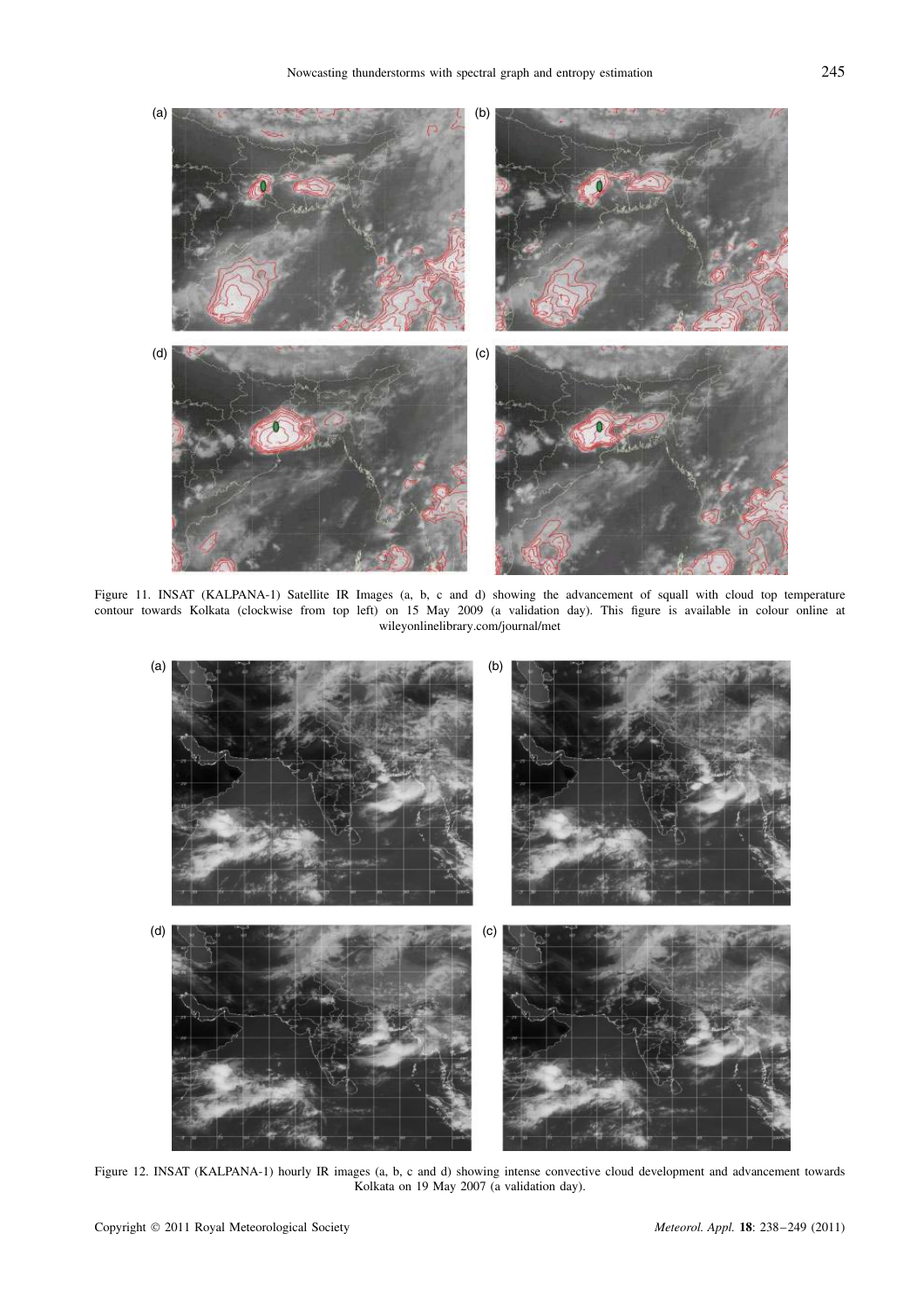Figure 11. INSAT (KALPANA-1) Satellite IR Images (a, b, c and d) showing the advancement of squall with cloud top temperature contour towards Kolkata (clockwise from top left) on 15 May 2009 (a validation day). This figure is available in colour online at wileyonlinelibrary.com/journal/met

Figure 12. INSAT (KALPANA-1) hourly IR images (a, b, c and d) showing intense convective cloud development and advancement towards Kolkata on 19 May 2007 (a validation day).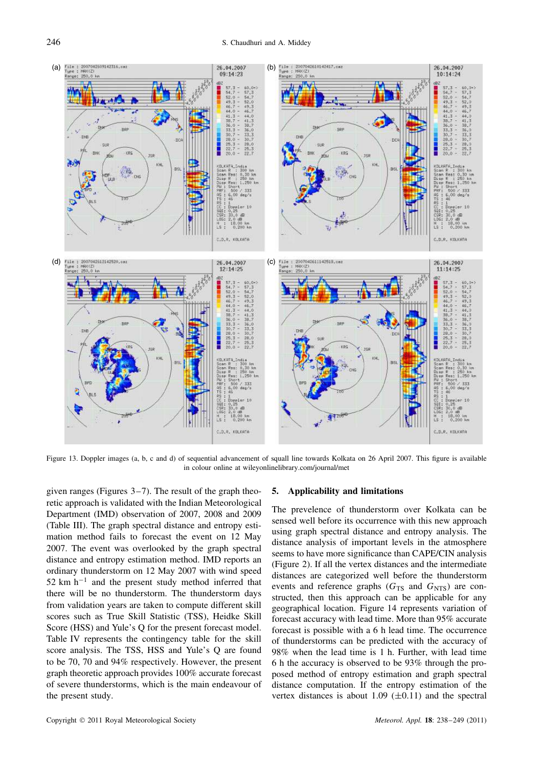Figure 13. Doppler images (a, b, c and d) of sequential advancement of squall line towards Kolkata on 26 April 2007. This figure is available in colour online at wileyonlinelibrary.com/journal/met

given ranges (Figures 3–7). The result of the graph theoretic approach is validated with the Indian Meteorological Department (IMD) observation of 2007, 2008 and 2009 (Table III). The graph spectral distance and entropy estimation method fails to forecast the event on 12 May 2007. The event was overlooked by the graph spectral distance and entropy estimation method. IMD reports an ordinary thunderstorm on 12 May 2007 with wind speed 52 km $h^{-1}$ and the present study method inferred that there will be no thunderstorm. The thunderstorm days from validation years are taken to compute different skill scores such as True Skill Statistic (TSS), Heidke Skill Score (HSS) and Yule's Q for the present forecast model. Table IV represents the contingency table for the skill score analysis. The TSS, HSS and Yule's Q are found to be 70, 70 and 94% respectively. However, the present graph theoretic approach provides 100% accurate forecast of severe thunderstorms, which is the main endeavour of the present study.

## 5. Applicability and limitations

The prevelence of thunderstorm over Kolkata can be sensed well before its occurrence with this new approach using graph spectral distance and entropy analysis. The distance analysis of important levels in the atmosphere seems to have more significance than CAPE/CIN analysis (Figure 2). If all the vertex distances and the intermediate distances are categorized well before the thunderstorm events and reference graphs ($G_{TS}$ and $G_{NTS}$) are constructed, then this approach can be applicable for any geographical location. Figure 14 represents variation of forecast accuracy with lead time. More than 95% accurate forecast is possible with a 6 h lead time. The occurrence of thunderstorms can be predicted with the accuracy of 98% when the lead time is 1 h. Further, with lead time 6 h the accuracy is observed to be 93% through the proposed method of entropy estimation and graph spectral distance computation. If the entropy estimation of the vertex distances is about 1.09 ($\pm$0.11) and the spectral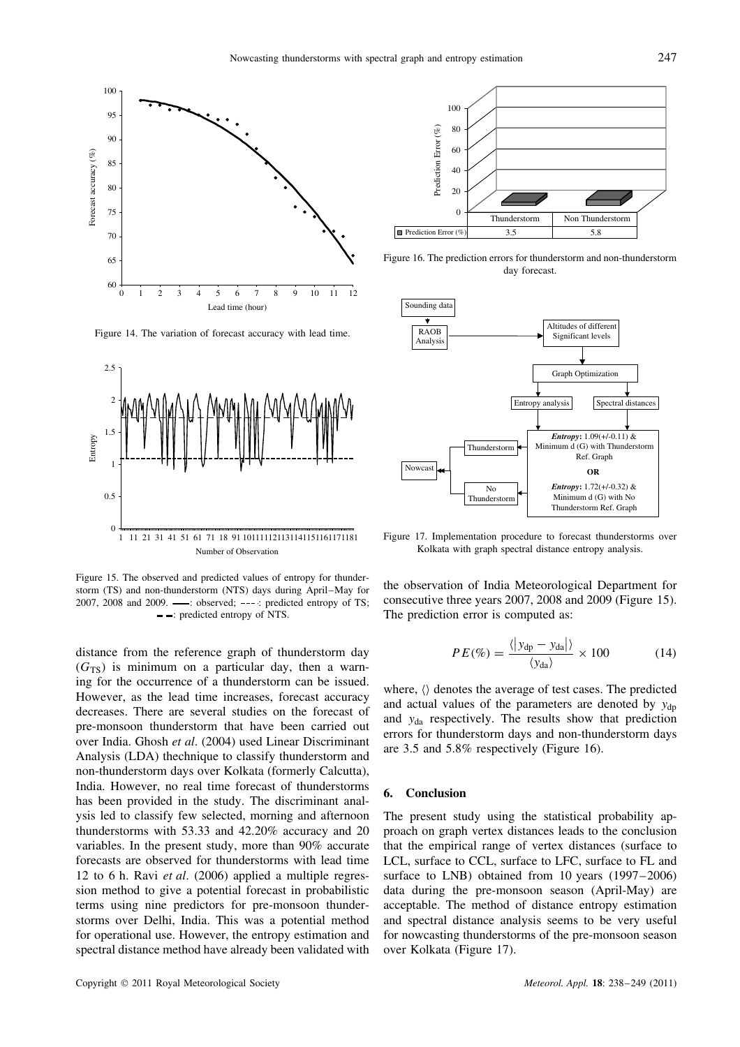Figure 14. The variation of forecast accuracy with lead time.

Figure 15. The observed and predicted values of entropy for thunderstorm (TS) and non-thunderstorm (NTS) days during April–May for 2007, 2008 and 2009. ——: observed; - - -: predicted entropy of TS; — —: predicted entropy of NTS.

distance from the reference graph of thunderstorm day ($G_{TS}$) is minimum on a particular day, then a warning for the occurrence of a thunderstorm can be issued. However, as the lead time increases, forecast accuracy decreases. There are several studies on the forecast of pre-monsoon thunderstorm that have been carried out over India. Ghosh *et al*. (2004) used Linear Discriminant Analysis (LDA) thechnique to classify thunderstorm and non-thunderstorm days over Kolkata (formerly Calcutta), India. However, no real time forecast of thunderstorms has been provided in the study. The discriminant analysis led to classify few selected, morning and afternoon thunderstorms with 53.33 and 42.20% accuracy and 20 variables. In the present study, more than 90% accurate forecasts are observed for thunderstorms with lead time 12 to 6 h. Ravi *et al*. (2006) applied a multiple regression method to give a potential forecast in probabilistic terms using nine predictors for pre-monsoon thunderstorms over Delhi, India. This was a potential method for operational use. However, the entropy estimation and spectral distance method have already been validated with the observation of India Meteorological Department for consecutive three years 2007, 2008 and 2009 (Figure 15). The prediction error is computed as:

$$PE(\%) = \frac{\langle |y_{dp} - y_{da}| \rangle}{\langle y_{da} \rangle} \times 100 \qquad (14)$$

where, $\langle\rangle$ denotes the average of test cases. The predicted and actual values of the parameters are denoted by $y_{dp}$ and $y_{da}$ respectively. The results show that prediction errors for thunderstorm days and non-thunderstorm days are 3.5 and 5.8% respectively (Figure 16).

| | Thunderstorm | Non Thunderstorm |
|---|---|---|
| Prediction Error (%) | 3.5 | 5.8 |

Figure 16. The prediction errors for thunderstorm and non-thunderstorm day forecast.

Figure 17. Implementation procedure to forecast thunderstorms over Kolkata with graph spectral distance entropy analysis.

## 6. Conclusion

The present study using the statistical probability approach on graph vertex distances leads to the conclusion that the empirical range of vertex distances (surface to LCL, surface to CCL, surface to LFC, surface to FL and surface to LNB) obtained from 10 years (1997–2006) data during the pre-monsoon season (April-May) are acceptable. The method of distance entropy estimation and spectral distance analysis seems to be very useful for nowcasting thunderstorms of the pre-monsoon season over Kolkata (Figure 17).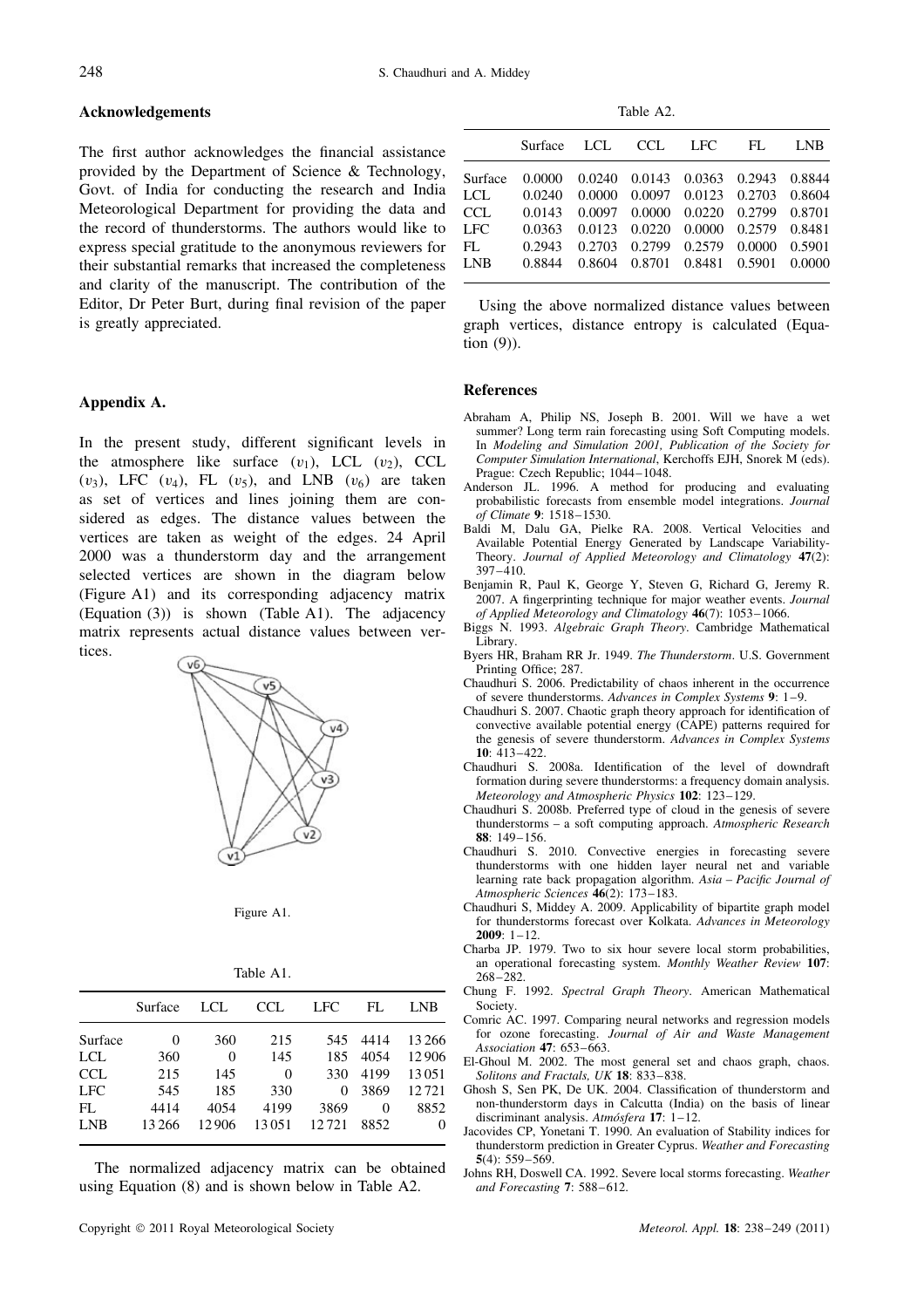## Acknowledgements

The first author acknowledges the financial assistance provided by the Department of Science & Technology, Govt. of India for conducting the research and India Meteorological Department for providing the data and the record of thunderstorms. The authors would like to express special gratitude to the anonymous reviewers for their substantial remarks that increased the completeness and clarity of the manuscript. The contribution of the Editor, Dr Peter Burt, during final revision of the paper is greatly appreciated.

## Appendix A.

In the present study, different significant levels in the atmosphere like surface ($v_1$), LCL ($v_2$), CCL ($v_3$), LFC ($v_4$), FL ($v_5$), and LNB ($v_6$) are taken as set of vertices and lines joining them are considered as edges. The distance values between the vertices are taken as weight of the edges. 24 April 2000 was a thunderstorm day and the arrangement selected vertices are shown in the diagram below (Figure A1) and its corresponding adjacency matrix (Equation (3)) is shown (Table A1). The adjacency matrix represents actual distance values between vertices.

Figure A1.

Table A1.

| | Surface | LCL | CCL | LFC | FL | LNB |
|---|---|---|---|---|---|---|
| Surface | 0 | 360 | 215 | 545 | 4414 | 13 266 |
| LCL | 360 | 0 | 145 | 185 | 4054 | 12 906 |
| CCL | 215 | 145 | 0 | 330 | 4199 | 13 051 |
| LFC | 545 | 185 | 330 | 0 | 3869 | 12 721 |
| FL | 4414 | 4054 | 4199 | 3869 | 0 | 8852 |
| LNB | 13 266 | 12 906 | 13 051 | 12 721 | 8852 | 0 |

The normalized adjacency matrix can be obtained using Equation (8) and is shown below in Table A2.

Table A2.

| | Surface | LCL | CCL | LFC | FL | LNB |
|---|---|---|---|---|---|---|
| Surface | 0.0000 | 0.0240 | 0.0143 | 0.0363 | 0.2943 | 0.8844 |
| LCL | 0.0240 | 0.0000 | 0.0097 | 0.0123 | 0.2703 | 0.8604 |
| CCL | 0.0143 | 0.0097 | 0.0000 | 0.0220 | 0.2799 | 0.8701 |
| LFC | 0.0363 | 0.0123 | 0.0220 | 0.0000 | 0.2579 | 0.8481 |
| FL | 0.2943 | 0.2703 | 0.2799 | 0.2579 | 0.0000 | 0.5901 |
| LNB | 0.8844 | 0.8604 | 0.8701 | 0.8481 | 0.5901 | 0.0000 |

Using the above normalized distance values between graph vertices, distance entropy is calculated (Equation (9)).

## References

Abraham A, Philip NS, Joseph B. 2001. Will we have a wet summer? Long term rain forecasting using Soft Computing models. In *Modeling and Simulation 2001, Publication of the Society for Computer Simulation International*, Kerchoffs EJH, Snorek M (eds). Prague: Czech Republic; 1044–1048.

Anderson JL. 1996. A method for producing and evaluating probabilistic forecasts from ensemble model integrations. *Journal of Climate* **9**: 1518–1530.

Baldi M, Dalu GA, Pielke RA. 2008. Vertical Velocities and Available Potential Energy Generated by Landscape Variability-Theory. *Journal of Applied Meteorology and Climatology* **47**(2): 397–410.

Benjamin R, Paul K, George Y, Steven G, Richard G, Jeremy R. 2007. A fingerprinting technique for major weather events. *Journal of Applied Meteorology and Climatology* **46**(7): 1053–1066.

Biggs N. 1993. *Algebraic Graph Theory*. Cambridge Mathematical Library.

Byers HR, Braham RR Jr. 1949. *The Thunderstorm*. U.S. Government Printing Office; 287.

Chaudhuri S. 2006. Predictability of chaos inherent in the occurrence of severe thunderstorms. *Advances in Complex Systems* **9**: 1–9.

Chaudhuri S. 2007. Chaotic graph theory approach for identification of convective available potential energy (CAPE) patterns required for the genesis of severe thunderstorm. *Advances in Complex Systems* **10**: 413–422.

Chaudhuri S. 2008a. Identification of the level of downdraft formation during severe thunderstorms: a frequency domain analysis. *Meteorology and Atmospheric Physics* **102**: 123–129.

Chaudhuri S. 2008b. Preferred type of cloud in the genesis of severe thunderstorms – a soft computing approach. *Atmospheric Research* **88**: 149–156.

Chaudhuri S. 2010. Convective energies in forecasting severe thunderstorms with one hidden layer neural net and variable learning rate back propagation algorithm. *Asia – Pacific Journal of Atmospheric Sciences* **46**(2): 173–183.

Chaudhuri S, Middey A. 2009. Applicability of bipartite graph model for thunderstorms forecast over Kolkata. *Advances in Meteorology* **2009**: 1–12.

Charba JP. 1979. Two to six hour severe local storm probabilities, an operational forecasting system. *Monthly Weather Review* **107**: 268–282.

Chung F. 1992. *Spectral Graph Theory*. American Mathematical Society.

Comric AC. 1997. Comparing neural networks and regression models for ozone forecasting. *Journal of Air and Waste Management Association* **47**: 653–663.

El-Ghoul M. 2002. The most general set and chaos graph, chaos. *Solitons and Fractals, UK* **18**: 833–838.

Ghosh S, Sen PK, De UK. 2004. Classification of thunderstorm and non-thunderstorm days in Calcutta (India) on the basis of linear discriminant analysis. *Atmósfera* **17**: 1–12.

Jacovides CP, Yonetani T. 1990. An evaluation of Stability indices for thunderstorm prediction in Greater Cyprus. *Weather and Forecasting* **5**(4): 559–569.

Johns RH, Doswell CA. 1992. Severe local storms forecasting. *Weather and Forecasting* **7**: 588–612.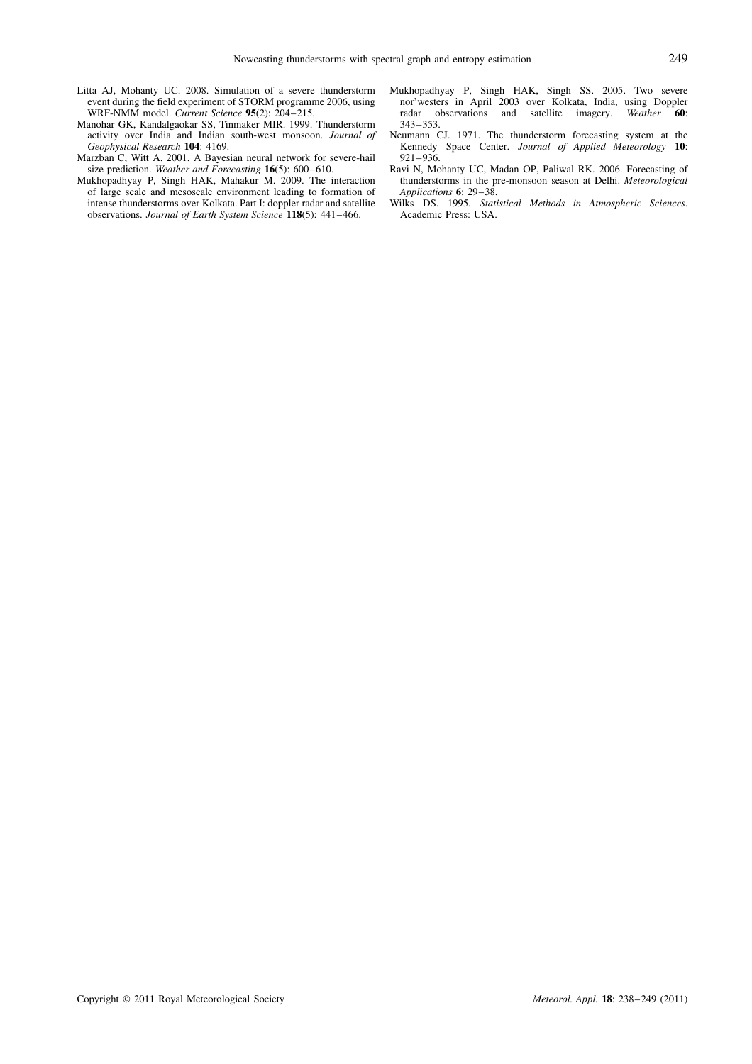Litta AJ, Mohanty UC. 2008. Simulation of a severe thunderstorm event during the field experiment of STORM programme 2006, using WRF-NMM model. *Current Science* **95**(2): 204–215.

Manohar GK, Kandalgaokar SS, Tinmaker MIR. 1999. Thunderstorm activity over India and Indian south-west monsoon. *Journal of Geophysical Research* **104**: 4169.

Marzban C, Witt A. 2001. A Bayesian neural network for severe-hail size prediction. *Weather and Forecasting* **16**(5): 600–610.

Mukhopadhyay P, Singh HAK, Mahakur M. 2009. The interaction of large scale and mesoscale environment leading to formation of intense thunderstorms over Kolkata. Part I: doppler radar and satellite observations. *Journal of Earth System Science* **118**(5): 441–466.

Mukhopadhyay P, Singh HAK, Singh SS. 2005. Two severe nor'westers in April 2003 over Kolkata, India, using Doppler radar observations and satellite imagery. *Weather* **60**: 343–353.

Neumann CJ. 1971. The thunderstorm forecasting system at the Kennedy Space Center. *Journal of Applied Meteorology* **10**: 921–936.

Ravi N, Mohanty UC, Madan OP, Paliwal RK. 2006. Forecasting of thunderstorms in the pre-monsoon season at Delhi. *Meteorological Applications* **6**: 29–38.

Wilks DS. 1995. *Statistical Methods in Atmospheric Sciences*. Academic Press: USA.